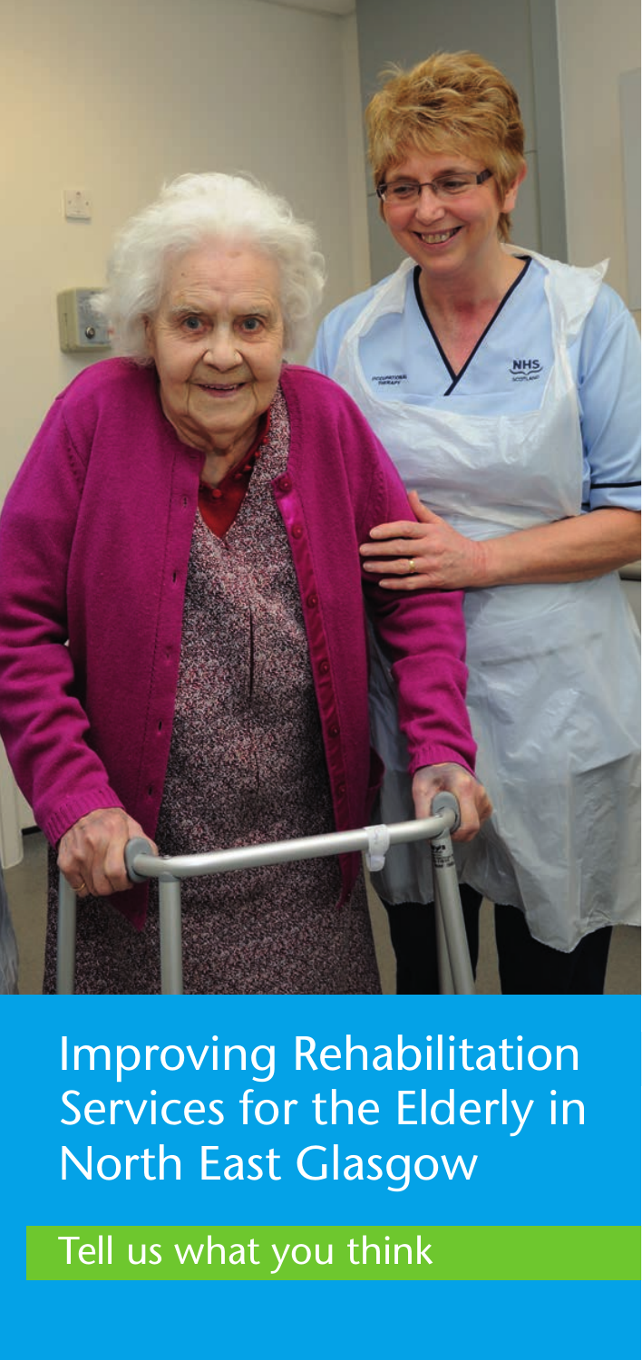# Improving Rehabilitation Services for the Elderly in North East Glasgow

## Tell us what you think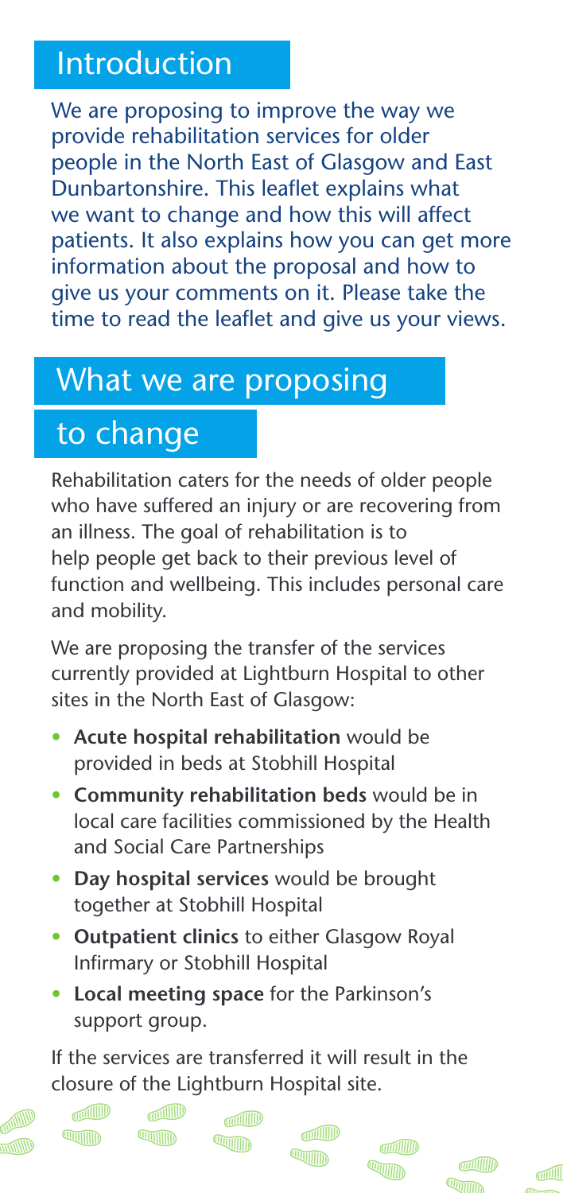## Introduction

We are proposing to improve the way we provide rehabilitation services for older people in the North East of Glasgow and East Dunbartonshire. This leaflet explains what we want to change and how this will affect patients. It also explains how you can get more information about the proposal and how to give us your comments on it. Please take the time to read the leaflet and give us your views.

## What we are proposing to change

Rehabilitation caters for the needs of older people who have suffered an injury or are recovering from an illness. The goal of rehabilitation is to help people get back to their previous level of function and wellbeing. This includes personal care and mobility.

We are proposing the transfer of the services currently provided at Lightburn Hospital to other sites in the North East of Glasgow:

- **Acute hospital rehabilitation** would be provided in beds at Stobhill Hospital
- **Community rehabilitation beds** would be in local care facilities commissioned by the Health and Social Care Partnerships
- **Day hospital services** would be brought together at Stobhill Hospital
- **Outpatient clinics** to either Glasgow Royal Infirmary or Stobhill Hospital
- **Local meeting space** for the Parkinson's support group.

If the services are transferred it will result in the closure of the Lightburn Hospital site.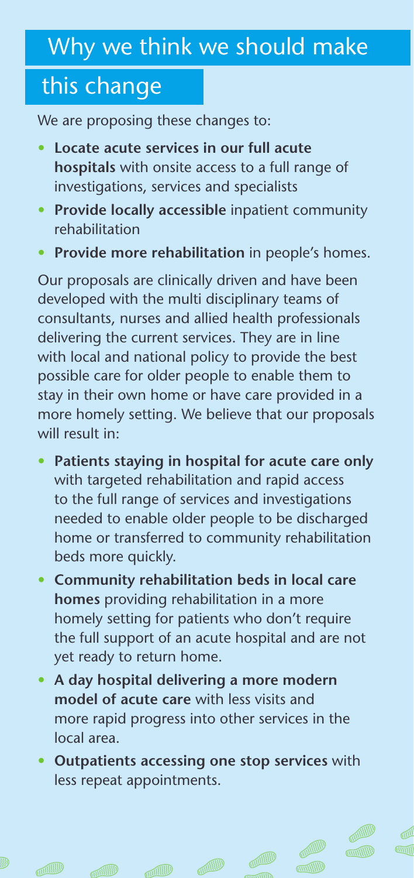## Why we think we should make this change

We are proposing these changes to:

- **Locate acute services in our full acute hospitals** with onsite access to a full range of investigations, services and specialists
- **Provide locally accessible** inpatient community rehabilitation
- **Provide more rehabilitation** in people's homes.

Our proposals are clinically driven and have been developed with the multi disciplinary teams of consultants, nurses and allied health professionals delivering the current services. They are in line with local and national policy to provide the best possible care for older people to enable them to stay in their own home or have care provided in a more homely setting. We believe that our proposals will result in:

- **Patients staying in hospital for acute care only** with targeted rehabilitation and rapid access to the full range of services and investigations needed to enable older people to be discharged home or transferred to community rehabilitation beds more quickly.
- **Community rehabilitation beds in local care homes** providing rehabilitation in a more homely setting for patients who don't require the full support of an acute hospital and are not yet ready to return home.
- **A day hospital delivering a more modern model of acute care** with less visits and more rapid progress into other services in the local area.
- **Outpatients accessing one stop services** with less repeat appointments.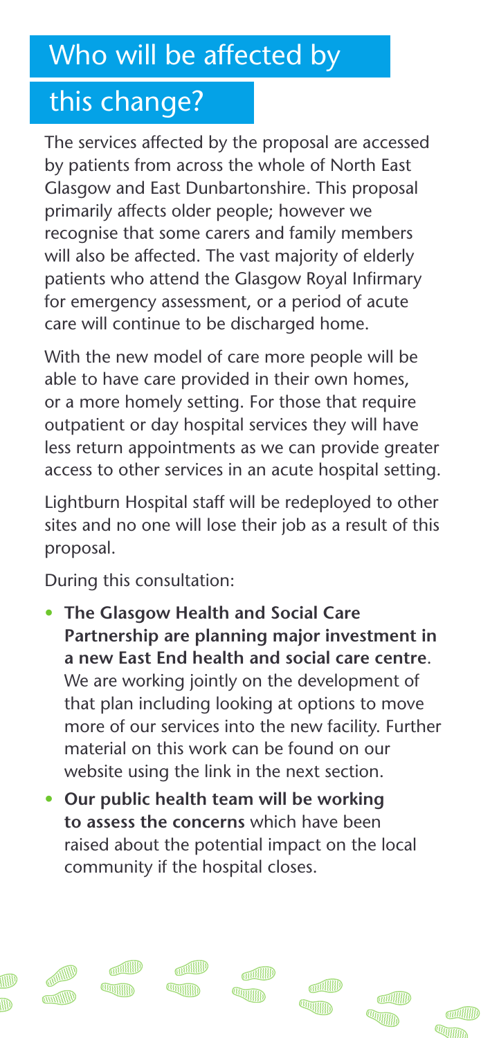## Who will be affected by this change?

The services affected by the proposal are accessed by patients from across the whole of North East Glasgow and East Dunbartonshire. This proposal primarily affects older people; however we recognise that some carers and family members will also be affected. The vast majority of elderly patients who attend the Glasgow Royal Infirmary for emergency assessment, or a period of acute care will continue to be discharged home.

With the new model of care more people will be able to have care provided in their own homes, or a more homely setting. For those that require outpatient or day hospital services they will have less return appointments as we can provide greater access to other services in an acute hospital setting.

Lightburn Hospital staff will be redeployed to other sites and no one will lose their job as a result of this proposal.

During this consultation:

- **The Glasgow Health and Social Care Partnership are planning major investment in a new East End health and social care centre**. We are working jointly on the development of that plan including looking at options to move more of our services into the new facility. Further material on this work can be found on our website using the link in the next section.
- **Our public health team will be working to assess the concerns** which have been raised about the potential impact on the local community if the hospital closes.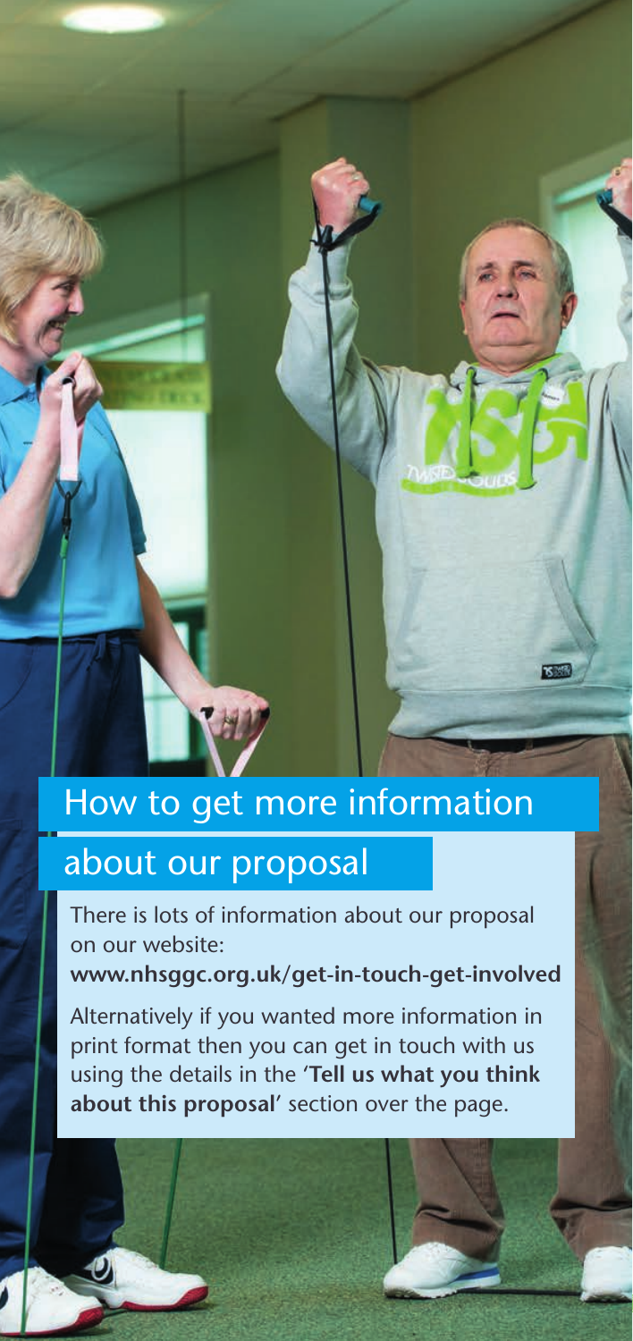## How to get more information about our proposal

There is lots of information about our proposal on our website:
**www.nhsggc.org.uk/get-in-touch-get-involved**

Alternatively if you wanted more information in print format then you can get in touch with us using the details in the '**Tell us what you think about this proposal**' section over the page.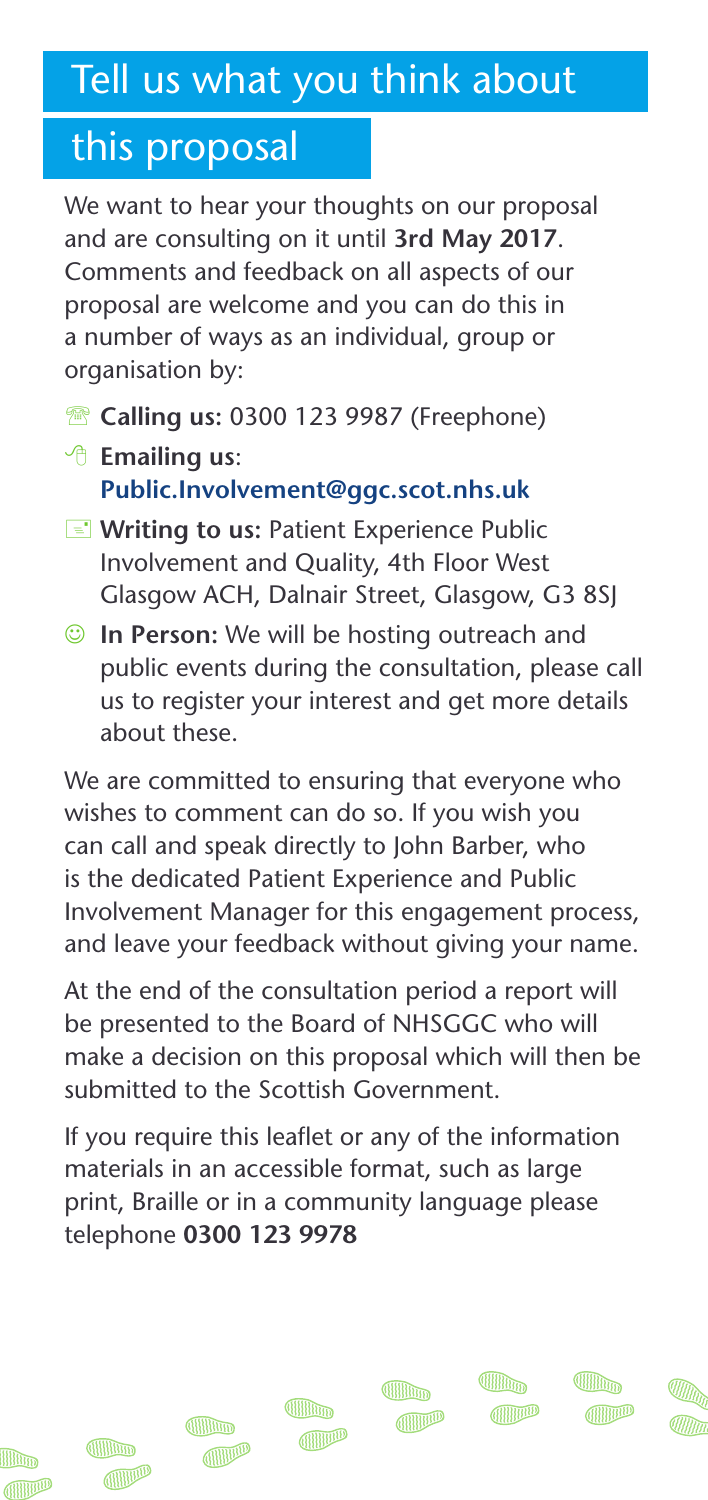# Tell us what you think about this proposal

We want to hear your thoughts on our proposal and are consulting on it until **3rd May 2017**. Comments and feedback on all aspects of our proposal are welcome and you can do this in a number of ways as an individual, group or organisation by:

- **Calling us:** 0300 123 9987 (Freephone)
- **Emailing us**: **Public.Involvement@ggc.scot.nhs.uk**
- **Writing to us:** Patient Experience Public Involvement and Quality, 4th Floor West Glasgow ACH, Dalnair Street, Glasgow, G3 8SJ
- **In Person:** We will be hosting outreach and public events during the consultation, please call us to register your interest and get more details about these.

We are committed to ensuring that everyone who wishes to comment can do so. If you wish you can call and speak directly to John Barber, who is the dedicated Patient Experience and Public Involvement Manager for this engagement process, and leave your feedback without giving your name.

At the end of the consultation period a report will be presented to the Board of NHSGGC who will make a decision on this proposal which will then be submitted to the Scottish Government.

If you require this leaflet or any of the information materials in an accessible format, such as large print, Braille or in a community language please telephone **0300 123 9978**